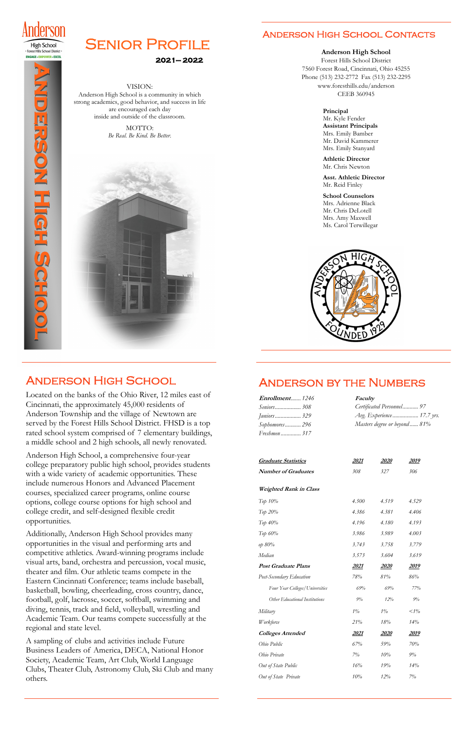# Senior Profile

**2021—2022**

VISION:
Anderson High School is a community in which strong academics, good behavior, and success in life are encouraged each day inside and outside of the classroom.

MOTTO:
*Be Real. Be Kind. Be Better.*

## Anderson High School Contacts

**Anderson High School**
Forest Hills School District
7560 Forest Road, Cincinnati, Ohio 45255
Phone (513) 232-2772 Fax (513) 232-2295
www.foresthills.edu/anderson
CEEB 360945

**Principal**
Mr. Kyle Fender

**Assistant Principals**
Mrs. Emily Bamber
Mr. David Kammerer
Mrs. Emily Stanyard

**Athletic Director**
Mr. Chris Newton

**Asst. Athletic Director**
Mr. Reid Finley

**School Counselors**
Mrs. Adrienne Black
Mr. Chris DeLotell
Mrs. Amy Maxwell
Ms. Carol Terwillegar

## Anderson High School

Located on the banks of the Ohio River, 12 miles east of Cincinnati, the approximately 45,000 residents of Anderson Township and the village of Newtown are served by the Forest Hills School District. FHSD is a top rated school system comprised of 7 elementary buildings, a middle school and 2 high schools, all newly renovated.

Anderson High School, a comprehensive four-year college preparatory public high school, provides students with a wide variety of academic opportunities. These include numerous Honors and Advanced Placement courses, specialized career programs, online course options, college course options for high school and college credit, and self-designed flexible credit opportunities.

Additionally, Anderson High School provides many opportunities in the visual and performing arts and competitive athletics. Award-winning programs include visual arts, band, orchestra and percussion, vocal music, theater and film. Our athletic teams compete in the Eastern Cincinnati Conference; teams include baseball, basketball, bowling, cheerleading, cross country, dance, football, golf, lacrosse, soccer, softball, swimming and diving, tennis, track and field, volleyball, wrestling and Academic Team. Our teams compete successfully at the regional and state level.

A sampling of clubs and activities include Future Business Leaders of America, DECA, National Honor Society, Academic Team, Art Club, World Language Clubs, Theater Club, Astronomy Club, Ski Club and many others.

## Anderson by the Numbers

***Enrollment*** ....... *1246*
*Seniors* .................. *308*
*Juniors* .................. *329*
*Sophomores* ........... *296*
*Freshmen* .............. *317*

***Faculty***
*Certificated Personnel*........... *97*
*Avg. Experience* .................. *17.7 yrs.*
*Masters degree or beyond*...... *81%*

| ***Graduate Statistics*** | ***2021*** | ***2020*** | ***2019*** |
|---|---|---|---|
| ***Number of Graduates*** | *308* | *327* | *306* |
| ***Weighted Rank in Class*** | | | |
| *Top 10%* | *4.500* | *4.519* | *4.529* |
| *Top 20%* | *4.386* | *4.381* | *4.406* |
| *Top 40%* | *4.196* | *4.180* | *4.193* |
| *Top 60%* | *3.986* | *3.989* | *4.003* |
| *op 80%* | *3.743* | *3.758* | *3.779* |
| *Median* | *3.573* | *3.604* | *3.619* |
| ***Post Graduate Plans*** | ***2021*** | ***2020*** | ***2019*** |
| *Post-Secondary Education* | *78%* | *81%* | *86%* |
| *Four Year Colleges/Universities* | *69%* | *69%* | *77%* |
| *Other Educational Institutions* | *9%* | *12%* | *9%* |
| *Military* | *1%* | *1%* | *<1%* |
| *Workforce* | *21%* | *18%* | *14%* |
| ***Colleges Attended*** | ***2021*** | ***2020*** | ***2019*** |
| *Ohio Public* | *67%* | *59%* | *70%* |
| *Ohio Private* | *7%* | *10%* | *9%* |
| *Out of State Public* | *16%* | *19%* | *14%* |
| *Out of State Private* | *10%* | *12%* | *7%* |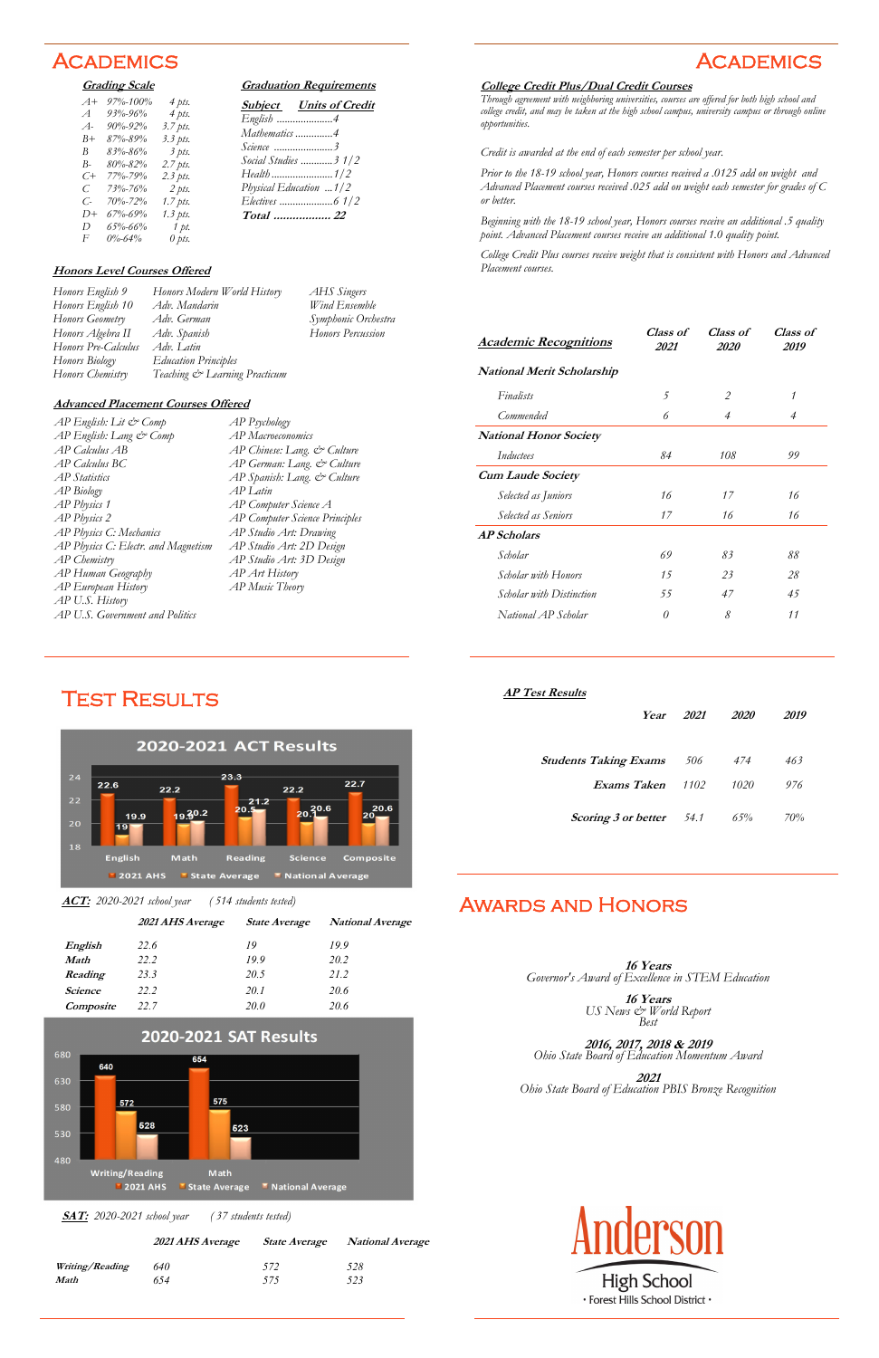# Academics

### Grading Scale

| | | |
|---|---|---|
| A+ | 97%-100% | 4 pts. |
| A | 93%-96% | 4 pts. |
| A- | 90%-92% | 3.7 pts. |
| B+ | 87%-89% | 3.3 pts. |
| B | 83%-86% | 3 pts. |
| B- | 80%-82% | 2.7 pts. |
| C+ | 77%-79% | 2.3 pts. |
| C | 73%-76% | 2 pts. |
| C- | 70%-72% | 1.7 pts. |
| D+ | 67%-69% | 1.3 pts. |
| D | 65%-66% | 1 pt. |
| F | 0%-64% | 0 pts. |

### Graduation Requirements

| Subject | Units of Credit |
|---|---|
| English | 4 |
| Mathematics | 4 |
| Science | 3 |
| Social Studies | 3 1/2 |
| Health | 1/2 |
| Physical Education | 1/2 |
| Electives | 6 1/2 |
| **Total** | **22** |

### Honors Level Courses Offered

- Honors English 9
- Honors English 10
- Honors Geometry
- Honors Algebra II
- Honors Pre-Calculus
- Honors Biology
- Honors Chemistry
- Honors Modern World History
- Adv. Mandarin
- Adv. German
- Adv. Spanish
- Adv. Latin
- Education Principles
- Teaching & Learning Practicum
- AHS Singers
- Wind Ensemble
- Symphonic Orchestra
- Honors Percussion

### Advanced Placement Courses Offered

- AP English: Lit & Comp
- AP English: Lang & Comp
- AP Calculus AB
- AP Calculus BC
- AP Statistics
- AP Biology
- AP Physics 1
- AP Physics 2
- AP Physics C: Mechanics
- AP Physics C: Electr. and Magnetism
- AP Chemistry
- AP Human Geography
- AP European History
- AP U.S. History
- AP U.S. Government and Politics
- AP Psychology
- AP Macroeconomics
- AP Chinese: Lang. & Culture
- AP German: Lang. & Culture
- AP Spanish: Lang. & Culture
- AP Latin
- AP Computer Science A
- AP Computer Science Principles
- AP Studio Art: Drawing
- AP Studio Art: 2D Design
- AP Studio Art: 3D Design
- AP Art History
- AP Music Theory

# Academics

### College Credit Plus/Dual Credit Courses

*Through agreement with neighboring universities, courses are offered for both high school and college credit, and may be taken at the high school campus, university campus or through online opportunities.*

*Credit is awarded at the end of each semester per school year.*

*Prior to the 18-19 school year, Honors courses received a .0125 add on weight and Advanced Placement courses received .025 add on weight each semester for grades of C or better.*

*Beginning with the 18-19 school year, Honors courses receive an additional .5 quality point. Advanced Placement courses receive an additional 1.0 quality point.*

*College Credit Plus courses receive weight that is consistent with Honors and Advanced Placement courses.*

| Academic Recognitions | Class of 2021 | Class of 2020 | Class of 2019 |
|---|---|---|---|
| **National Merit Scholarship** | | | |
| Finalists | 5 | 2 | 1 |
| Commended | 6 | 4 | 4 |
| **National Honor Society** | | | |
| Inductees | 84 | 108 | 99 |
| **Cum Laude Society** | | | |
| Selected as Juniors | 16 | 17 | 16 |
| Selected as Seniors | 17 | 16 | 16 |
| **AP Scholars** | | | |
| Scholar | 69 | 83 | 88 |
| Scholar with Honors | 15 | 23 | 28 |
| Scholar with Distinction | 55 | 47 | 45 |
| National AP Scholar | 0 | 8 | 11 |

# Test Results

2020-2021 ACT Results

English, Math, Reading, Science, Composite

2021 AHS, State Average, National Average

**ACT:** 2020-2021 school year (514 students tested)

| | 2021 AHS Average | State Average | National Average |
|---|---|---|---|
| **English** | 22.6 | 19 | 19.9 |
| **Math** | 22.2 | 19.9 | 20.2 |
| **Reading** | 23.3 | 20.5 | 21.2 |
| **Science** | 22.2 | 20.1 | 20.6 |
| **Composite** | 22.7 | 20.0 | 20.6 |

2020-2021 SAT Results

Writing/Reading, Math

2021 AHS, State Average, National Average

**SAT:** 2020-2021 school year (37 students tested)

| | 2021 AHS Average | State Average | National Average |
|---|---|---|---|
| **Writing/Reading** | 640 | 572 | 528 |
| **Math** | 654 | 575 | 523 |

### AP Test Results

| Year | 2021 | 2020 | 2019 |
|---|---|---|---|
| **Students Taking Exams** | 506 | 474 | 463 |
| **Exams Taken** | 1102 | 1020 | 976 |
| **Scoring 3 or better** | 54.1 | 65% | 70% |

# Awards and Honors

**16 Years**
Governor's Award of Excellence in STEM Education

**16 Years**
US News & World Report Best

**2016, 2017, 2018 & 2019**
Ohio State Board of Education Momentum Award

**2021**
Ohio State Board of Education PBIS Bronze Recognition

Anderson High School
• Forest Hills School District •